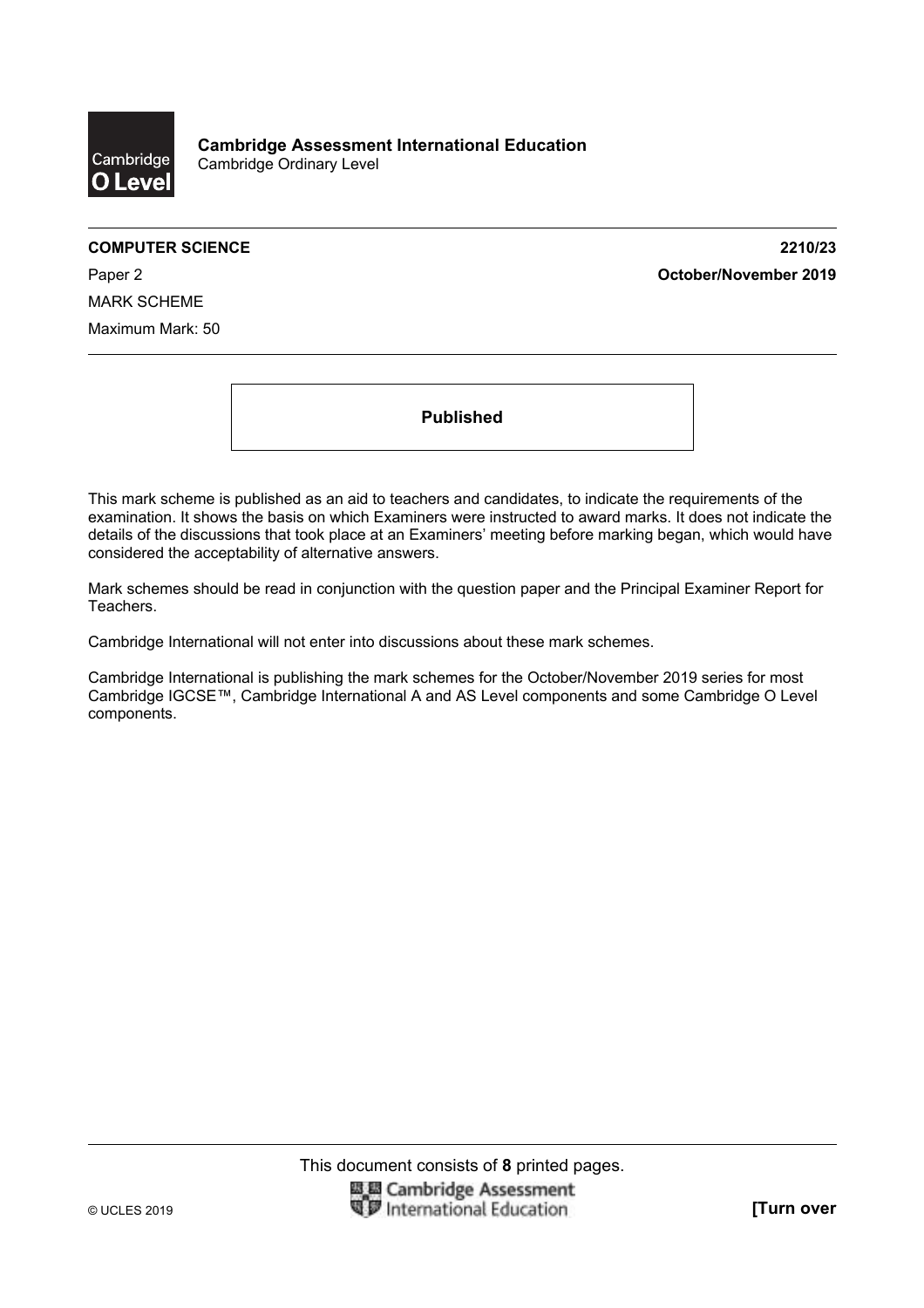**Cambridge Assessment International Education**
Cambridge Ordinary Level

**COMPUTER SCIENCE** **2210/23**

Paper 2 **October/November 2019**

MARK SCHEME

Maximum Mark: 50

**Published**

This mark scheme is published as an aid to teachers and candidates, to indicate the requirements of the examination. It shows the basis on which Examiners were instructed to award marks. It does not indicate the details of the discussions that took place at an Examiners' meeting before marking began, which would have considered the acceptability of alternative answers.

Mark schemes should be read in conjunction with the question paper and the Principal Examiner Report for Teachers.

Cambridge International will not enter into discussions about these mark schemes.

Cambridge International is publishing the mark schemes for the October/November 2019 series for most Cambridge IGCSE™, Cambridge International A and AS Level components and some Cambridge O Level components.

This document consists of **8** printed pages.

© UCLES 2019 **[Turn over**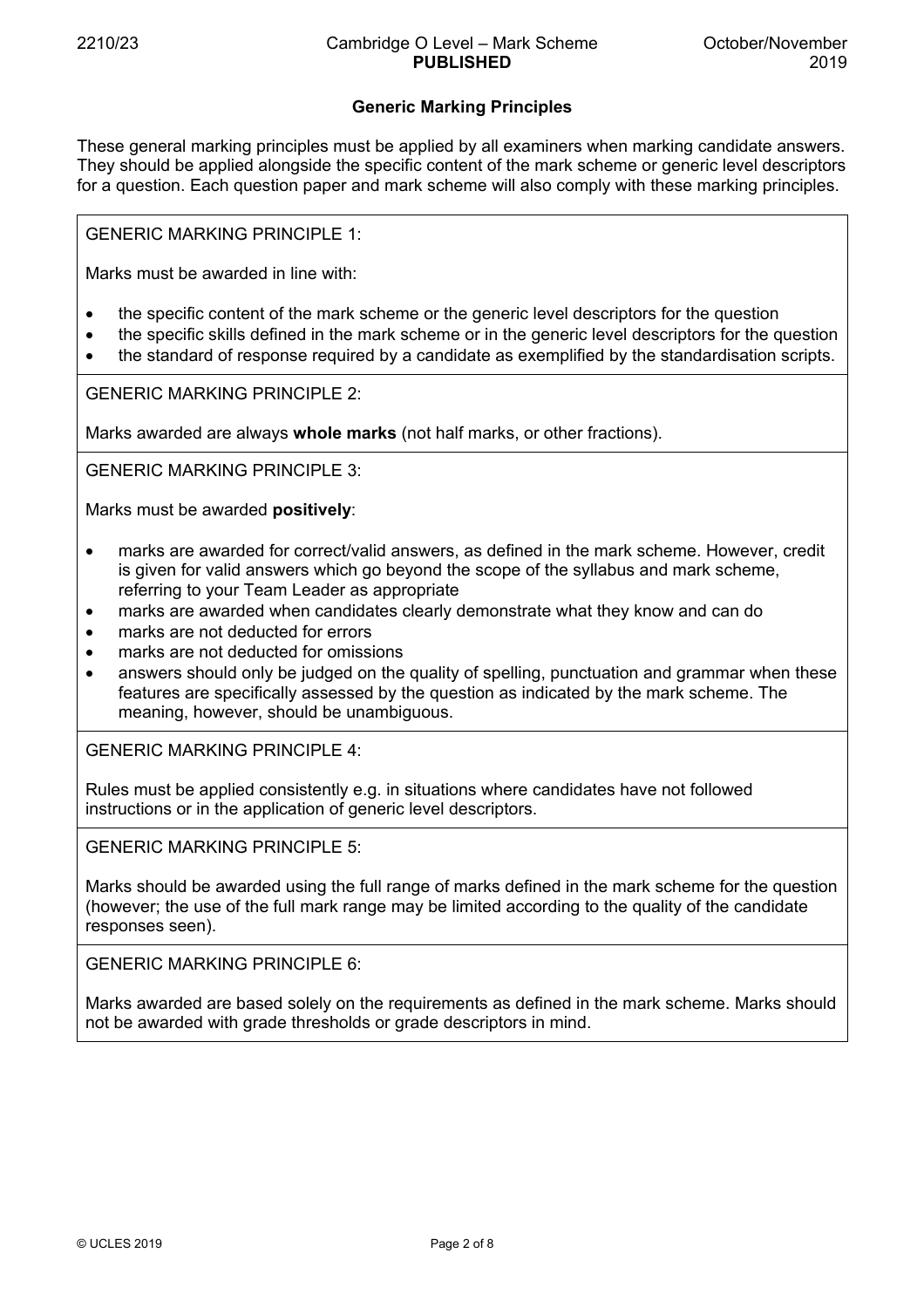## Generic Marking Principles

These general marking principles must be applied by all examiners when marking candidate answers. They should be applied alongside the specific content of the mark scheme or generic level descriptors for a question. Each question paper and mark scheme will also comply with these marking principles.

GENERIC MARKING PRINCIPLE 1:

Marks must be awarded in line with:

- the specific content of the mark scheme or the generic level descriptors for the question
- the specific skills defined in the mark scheme or in the generic level descriptors for the question
- the standard of response required by a candidate as exemplified by the standardisation scripts.

GENERIC MARKING PRINCIPLE 2:

Marks awarded are always **whole marks** (not half marks, or other fractions).

GENERIC MARKING PRINCIPLE 3:

Marks must be awarded **positively**:

- marks are awarded for correct/valid answers, as defined in the mark scheme. However, credit is given for valid answers which go beyond the scope of the syllabus and mark scheme, referring to your Team Leader as appropriate
- marks are awarded when candidates clearly demonstrate what they know and can do
- marks are not deducted for errors
- marks are not deducted for omissions
- answers should only be judged on the quality of spelling, punctuation and grammar when these features are specifically assessed by the question as indicated by the mark scheme. The meaning, however, should be unambiguous.

GENERIC MARKING PRINCIPLE 4:

Rules must be applied consistently e.g. in situations where candidates have not followed instructions or in the application of generic level descriptors.

GENERIC MARKING PRINCIPLE 5:

Marks should be awarded using the full range of marks defined in the mark scheme for the question (however; the use of the full mark range may be limited according to the quality of the candidate responses seen).

GENERIC MARKING PRINCIPLE 6:

Marks awarded are based solely on the requirements as defined in the mark scheme. Marks should not be awarded with grade thresholds or grade descriptors in mind.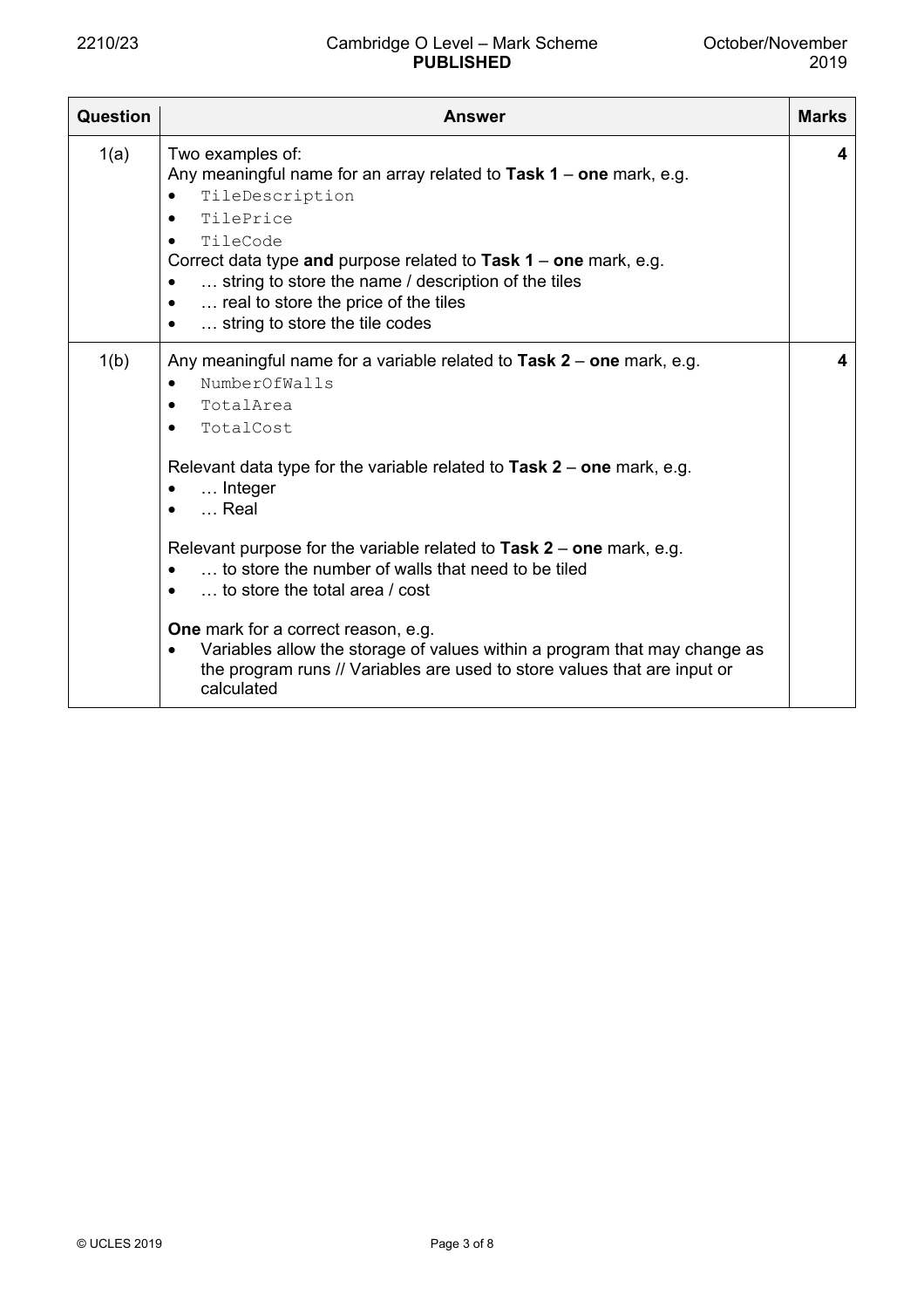| Question | Answer | Marks |
|---|---|---|
| 1(a) | Two examples of:<br>Any meaningful name for an array related to **Task 1** – **one** mark, e.g.<br>• TileDescription<br>• TilePrice<br>• TileCode<br>Correct data type **and** purpose related to **Task 1** – **one** mark, e.g.<br>• … string to store the name / description of the tiles<br>• … real to store the price of the tiles<br>• … string to store the tile codes | 4 |
| 1(b) | Any meaningful name for a variable related to **Task 2** – **one** mark, e.g.<br>• NumberOfWalls<br>• TotalArea<br>• TotalCost<br><br>Relevant data type for the variable related to **Task 2** – **one** mark, e.g.<br>• … Integer<br>• … Real<br><br>Relevant purpose for the variable related to **Task 2** – **one** mark, e.g.<br>• … to store the number of walls that need to be tiled<br>• … to store the total area / cost<br><br>**One** mark for a correct reason, e.g.<br>• Variables allow the storage of values within a program that may change as the program runs // Variables are used to store values that are input or calculated | 4 |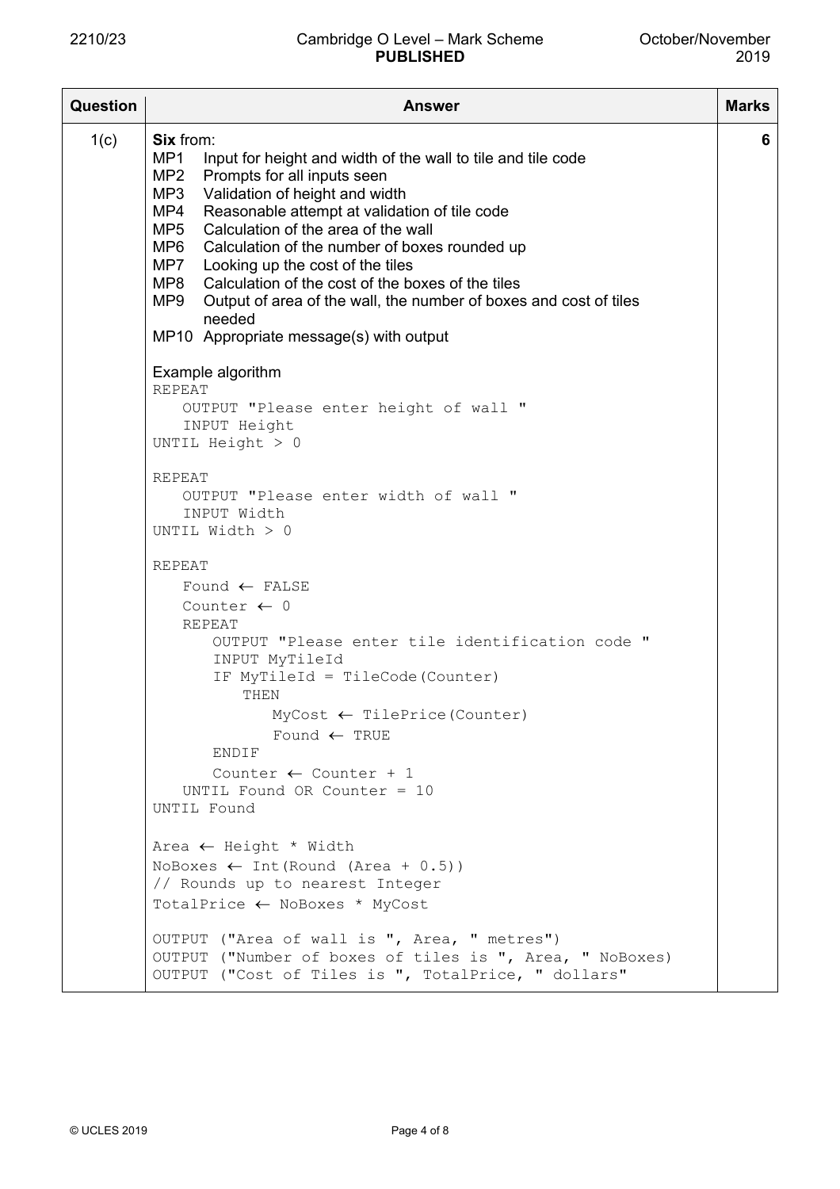| Question | Answer | Marks |
|---|---|---|
| 1(c) | **Six** from:<br>MP1 Input for height and width of the wall to tile and tile code<br>MP2 Prompts for all inputs seen<br>MP3 Validation of height and width<br>MP4 Reasonable attempt at validation of tile code<br>MP5 Calculation of the area of the wall<br>MP6 Calculation of the number of boxes rounded up<br>MP7 Looking up the cost of the tiles<br>MP8 Calculation of the cost of the boxes of the tiles<br>MP9 Output of area of the wall, the number of boxes and cost of tiles needed<br>MP10 Appropriate message(s) with output | 6 |

Example algorithm

```
REPEAT
   OUTPUT "Please enter height of wall "
   INPUT Height
UNTIL Height > 0

REPEAT
   OUTPUT "Please enter width of wall "
   INPUT Width
UNTIL Width > 0

REPEAT
   Found ← FALSE
   Counter ← 0
   REPEAT
      OUTPUT "Please enter tile identification code "
      INPUT MyTileId
      IF MyTileId = TileCode(Counter)
         THEN
            MyCost ← TilePrice(Counter)
            Found ← TRUE
      ENDIF
      Counter ← Counter + 1
   UNTIL Found OR Counter = 10
UNTIL Found

Area ← Height * Width
NoBoxes ← Int(Round (Area + 0.5))
// Rounds up to nearest Integer
TotalPrice ← NoBoxes * MyCost

OUTPUT ("Area of wall is ", Area, " metres")
OUTPUT ("Number of boxes of tiles is ", Area, " NoBoxes)
OUTPUT ("Cost of Tiles is ", TotalPrice, " dollars"
```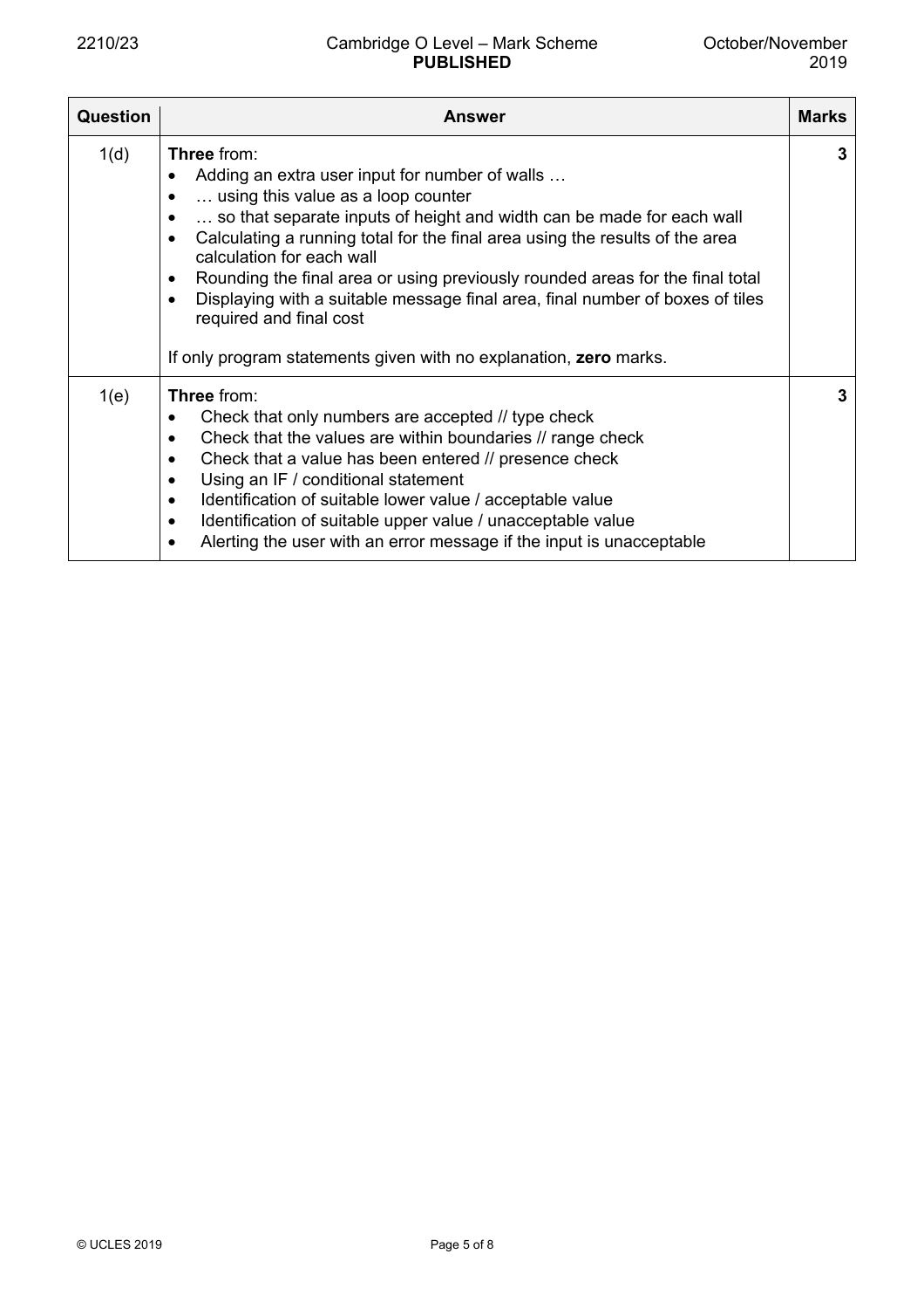| Question | Answer | Marks |
|---|---|---|
| 1(d) | **Three** from:<br>• Adding an extra user input for number of walls …<br>• … using this value as a loop counter<br>• … so that separate inputs of height and width can be made for each wall<br>• Calculating a running total for the final area using the results of the area calculation for each wall<br>• Rounding the final area or using previously rounded areas for the final total<br>• Displaying with a suitable message final area, final number of boxes of tiles required and final cost<br><br>If only program statements given with no explanation, **zero** marks. | 3 |
| 1(e) | **Three** from:<br>• Check that only numbers are accepted // type check<br>• Check that the values are within boundaries // range check<br>• Check that a value has been entered // presence check<br>• Using an IF / conditional statement<br>• Identification of suitable lower value / acceptable value<br>• Identification of suitable upper value / unacceptable value<br>• Alerting the user with an error message if the input is unacceptable | 3 |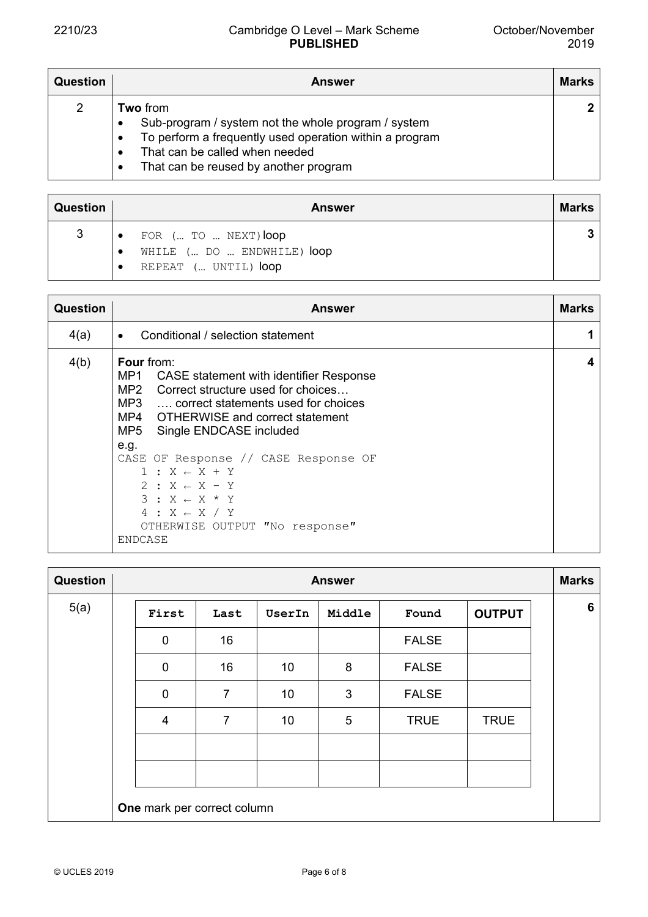| Question | Answer | Marks |
|---|---|---|
| 2 | **Two** from<br>• Sub-program / system not the whole program / system<br>• To perform a frequently used operation within a program<br>• That can be called when needed<br>• That can be reused by another program | **2** |

| Question | Answer | Marks |
|---|---|---|
| 3 | • `FOR (… TO … NEXT)` loop<br>• `WHILE (… DO … ENDWHILE)` loop<br>• `REPEAT (… UNTIL)` loop | **3** |

| Question | Answer | Marks |
|---|---|---|
| 4(a) | • Conditional / selection statement | **1** |
| 4(b) | **Four** from:<br>MP1 CASE statement with identifier Response<br>MP2 Correct structure used for choices…<br>MP3 …. correct statements used for choices<br>MP4 OTHERWISE and correct statement<br>MP5 Single ENDCASE included<br>e.g.<br>`CASE OF Response // CASE Response OF`<br>`1 : X ← X + Y`<br>`2 : X ← X - Y`<br>`3 : X ← X * Y`<br>`4 : X ← X / Y`<br>`OTHERWISE OUTPUT "No response"`<br>`ENDCASE` | **4** |

Question 5(a) — Marks: **6**

| First | Last | UserIn | Middle | Found | OUTPUT |
|---|---|---|---|---|---|
| 0 | 16 | | | FALSE | |
| 0 | 16 | 10 | 8 | FALSE | |
| 0 | 7 | 10 | 3 | FALSE | |
| 4 | 7 | 10 | 5 | TRUE | TRUE |
| | | | | | |
| | | | | | |

**One** mark per correct column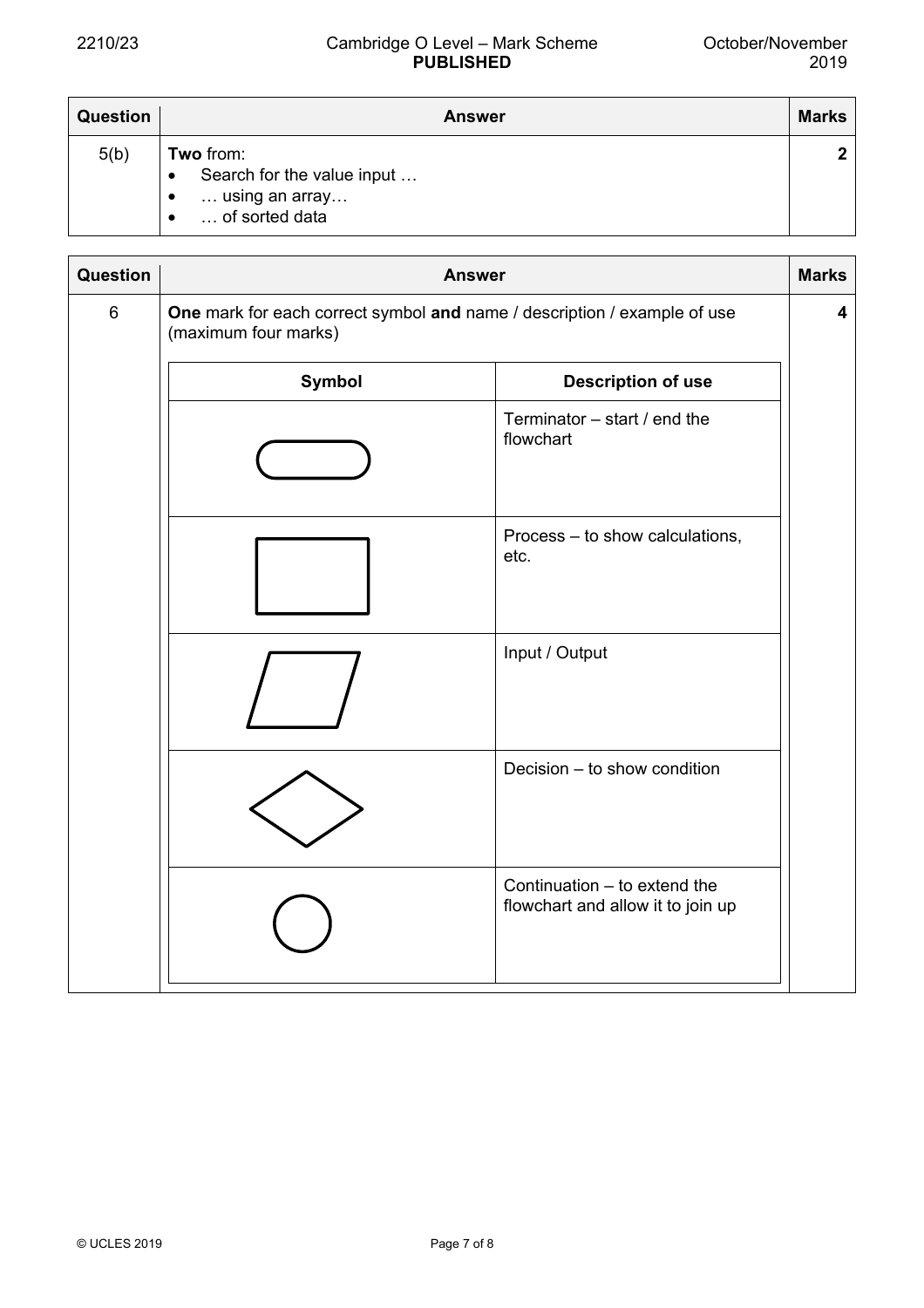| Question | Answer | Marks |
|---|---|---|
| 5(b) | **Two** from:<br>• Search for the value input …<br>• … using an array…<br>• … of sorted data | **2** |

| Question | Answer | | Marks |
|---|---|---|---|
| 6 | **One** mark for each correct symbol **and** name / description / example of use (maximum four marks) | | **4** |
| | **Symbol** | **Description of use** | |
| | (rounded rectangle) | Terminator – start / end the flowchart | |
| | (rectangle) | Process – to show calculations, etc. | |
| | (parallelogram) | Input / Output | |
| | (diamond) | Decision – to show condition | |
| | (circle) | Continuation – to extend the flowchart and allow it to join up | |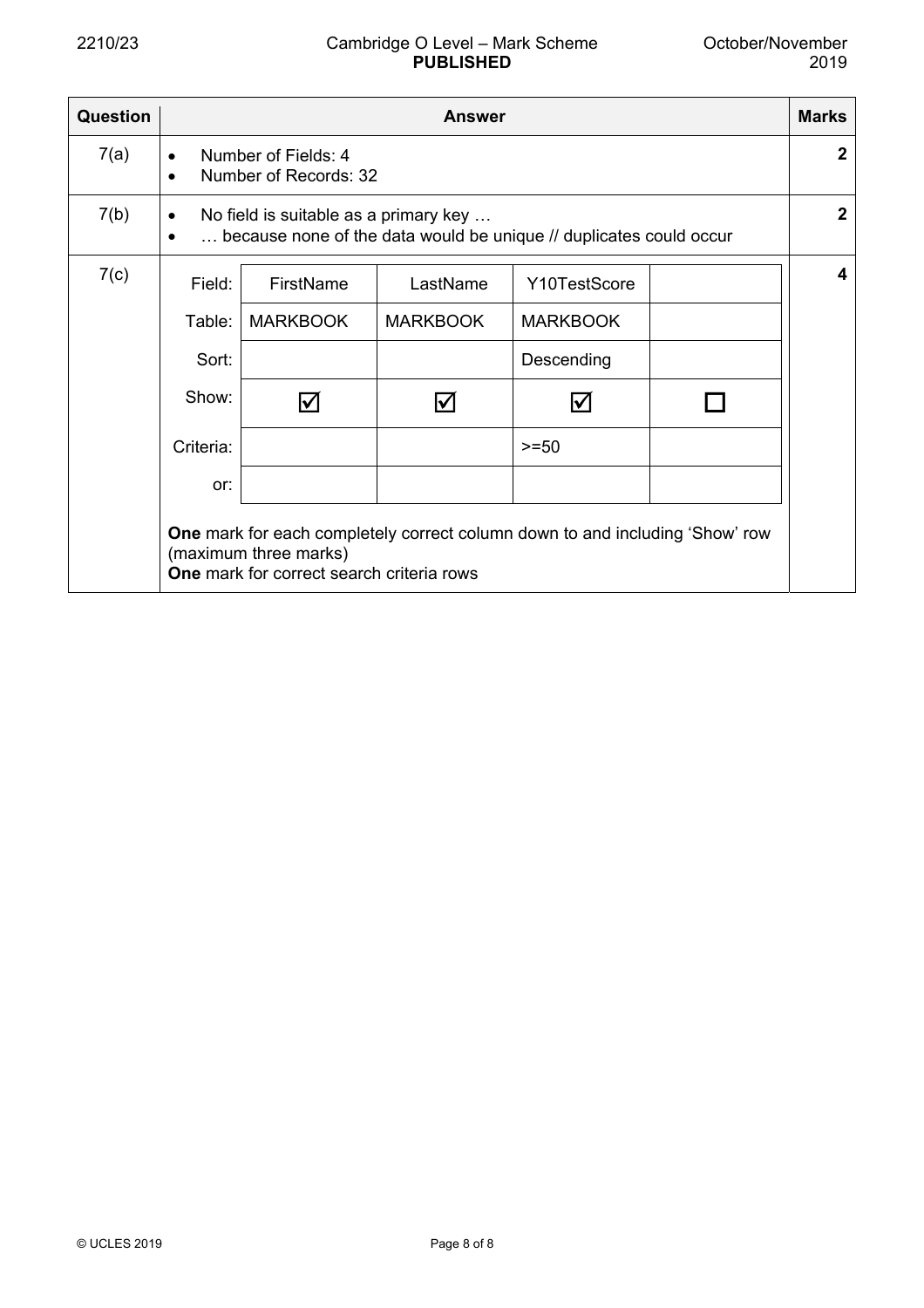| Question | Answer | Marks |
|---|---|---|
| 7(a) | • Number of Fields: 4<br>• Number of Records: 32 | 2 |
| 7(b) | • No field is suitable as a primary key …<br>• … because none of the data would be unique // duplicates could occur | 2 |
| 7(c) | (see table below)<br><br>**One** mark for each completely correct column down to and including 'Show' row (maximum three marks)<br>**One** mark for correct search criteria rows | 4 |

| | | | | |
|---|---|---|---|---|
| Field: | FirstName | LastName | Y10TestScore | |
| Table: | MARKBOOK | MARKBOOK | MARKBOOK | |
| Sort: | | | Descending | |
| Show: | ☑ | ☑ | ☑ | ☐ |
| Criteria: | | | >=50 | |
| or: | | | | |